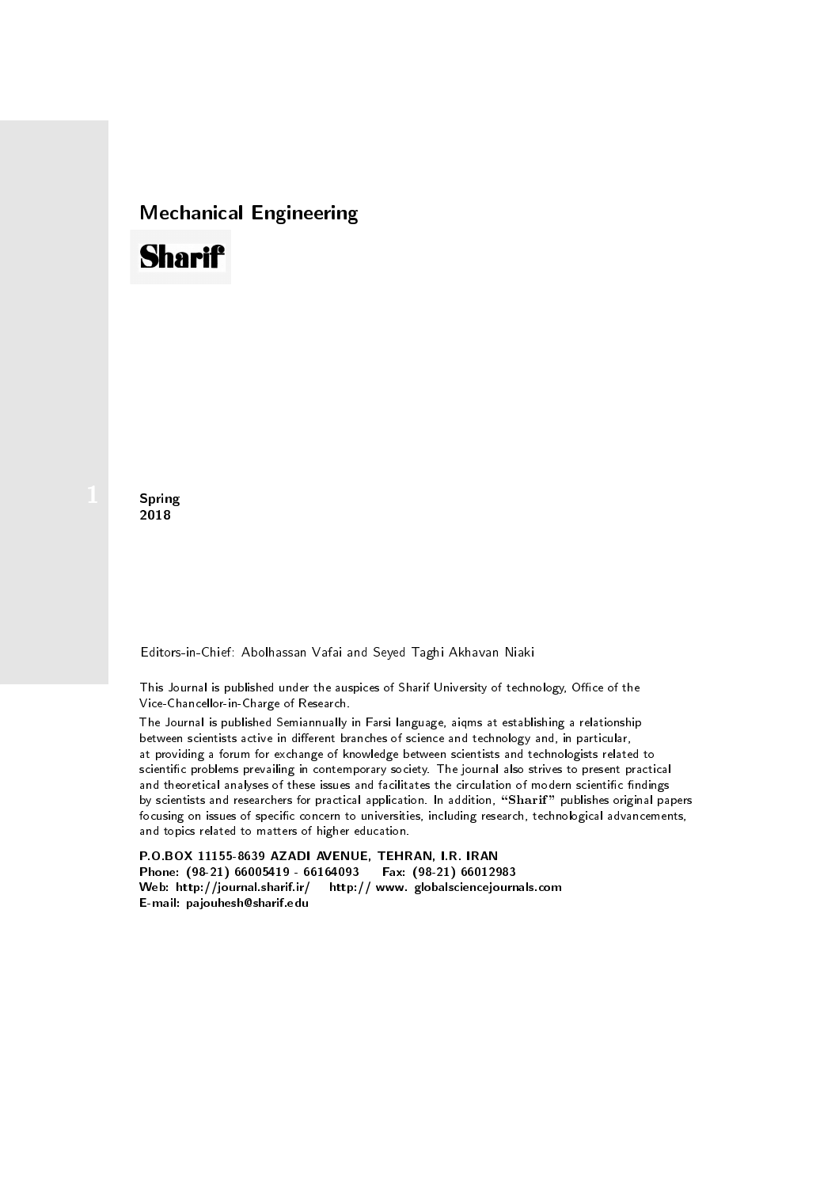# Mechanical Engineering

**Sharif**

**Spring**
**2018**

Editors-in-Chief: Abolhassan Vafai and Seyed Taghi Akhavan Niaki

This Journal is published under the auspices of Sharif University of technology, Office of the Vice-Chancellor-in-Charge of Research.

The Journal is published Semiannually in Farsi language, aiqms at establishing a relationship between scientists active in different branches of science and technology and, in particular, at providing a forum for exchange of knowledge between scientists and technologists related to scientific problems prevailing in contemporary society. The journal also strives to present practical and theoretical analyses of these issues and facilitates the circulation of modern scientific findings by scientists and researchers for practical application. In addition, "**Sharif**" publishes original papers focusing on issues of specific concern to universities, including research, technological advancements, and topics related to matters of higher education.

**P.O.BOX 11155-8639 AZADI AVENUE, TEHRAN, I.R. IRAN**
**Phone: (98-21) 66005419 - 66164093 Fax: (98-21) 66012983**
**Web: http://journal.sharif.ir/ http:// www. globalsciencejournals.com**
**E-mail: pajouhesh@sharif.edu**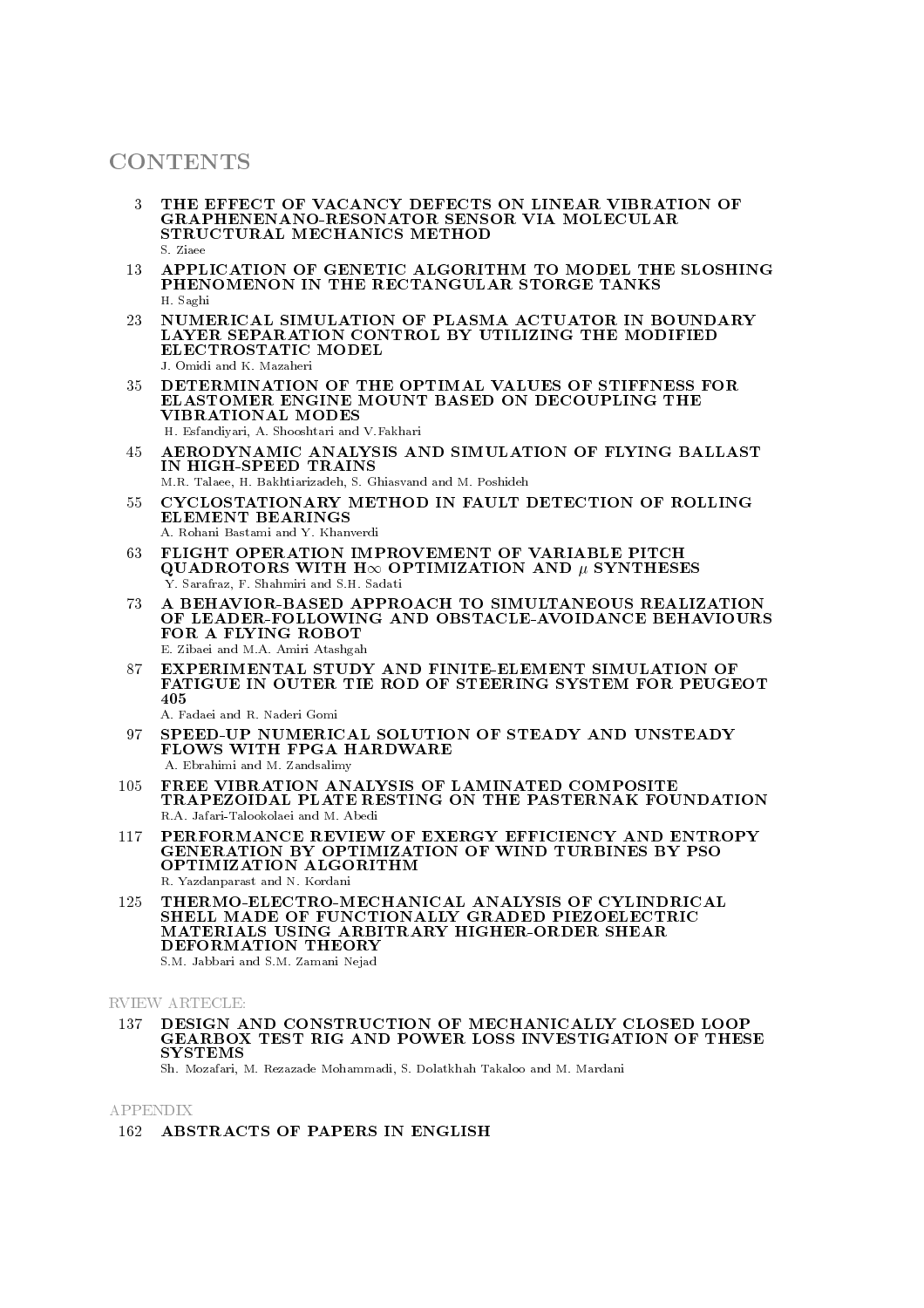# CONTENTS

3 **THE EFFECT OF VACANCY DEFECTS ON LINEAR VIBRATION OF GRAPHENENANO-RESONATOR SENSOR VIA MOLECULAR STRUCTURAL MECHANICS METHOD**
S. Ziaee

13 **APPLICATION OF GENETIC ALGORITHM TO MODEL THE SLOSHING PHENOMENON IN THE RECTANGULAR STORGE TANKS**
H. Saghi

23 **NUMERICAL SIMULATION OF PLASMA ACTUATOR IN BOUNDARY LAYER SEPARATION CONTROL BY UTILIZING THE MODIFIED ELECTROSTATIC MODEL**
J. Omidi and K. Mazaheri

35 **DETERMINATION OF THE OPTIMAL VALUES OF STIFFNESS FOR ELASTOMER ENGINE MOUNT BASED ON DECOUPLING THE VIBRATIONAL MODES**
H. Esfandiyari, A. Shooshtari and V.Fakhari

45 **AERODYNAMIC ANALYSIS AND SIMULATION OF FLYING BALLAST IN HIGH-SPEED TRAINS**
M.R. Talaee, H. Bakhtiarizadeh, S. Ghiasvand and M. Poshideh

55 **CYCLOSTATIONARY METHOD IN FAULT DETECTION OF ROLLING ELEMENT BEARINGS**
A. Rohani Bastami and Y. Khanverdi

63 **FLIGHT OPERATION IMPROVEMENT OF VARIABLE PITCH QUADROTORS WITH $H\infty$ OPTIMIZATION AND $\mu$ SYNTHESES**
Y. Sarafraz, F. Shahmiri and S.H. Sadati

73 **A BEHAVIOR-BASED APPROACH TO SIMULTANEOUS REALIZATION OF LEADER-FOLLOWING AND OBSTACLE-AVOIDANCE BEHAVIOURS FOR A FLYING ROBOT**
E. Zibaei and M.A. Amiri Atashgah

87 **EXPERIMENTAL STUDY AND FINITE-ELEMENT SIMULATION OF FATIGUE IN OUTER TIE ROD OF STEERING SYSTEM FOR PEUGEOT 405**
A. Fadaei and R. Naderi Gomi

97 **SPEED-UP NUMERICAL SOLUTION OF STEADY AND UNSTEADY FLOWS WITH FPGA HARDWARE**
A. Ebrahimi and M. Zandsalimy

105 **FREE VIBRATION ANALYSIS OF LAMINATED COMPOSITE TRAPEZOIDAL PLATE RESTING ON THE PASTERNAK FOUNDATION**
R.A. Jafari-Talookolaei and M. Abedi

117 **PERFORMANCE REVIEW OF EXERGY EFFICIENCY AND ENTROPY GENERATION BY OPTIMIZATION OF WIND TURBINES BY PSO OPTIMIZATION ALGORITHM**
R. Yazdanparast and N. Kordani

125 **THERMO-ELECTRO-MECHANICAL ANALYSIS OF CYLINDRICAL SHELL MADE OF FUNCTIONALLY GRADED PIEZOELECTRIC MATERIALS USING ARBITRARY HIGHER-ORDER SHEAR DEFORMATION THEORY**
S.M. Jabbari and S.M. Zamani Nejad

RVIEW ARTECLE:

137 **DESIGN AND CONSTRUCTION OF MECHANICALLY CLOSED LOOP GEARBOX TEST RIG AND POWER LOSS INVESTIGATION OF THESE SYSTEMS**
Sh. Mozafari, M. Rezazade Mohammadi, S. Dolatkhah Takaloo and M. Mardani

APPENDIX

162 **ABSTRACTS OF PAPERS IN ENGLISH**